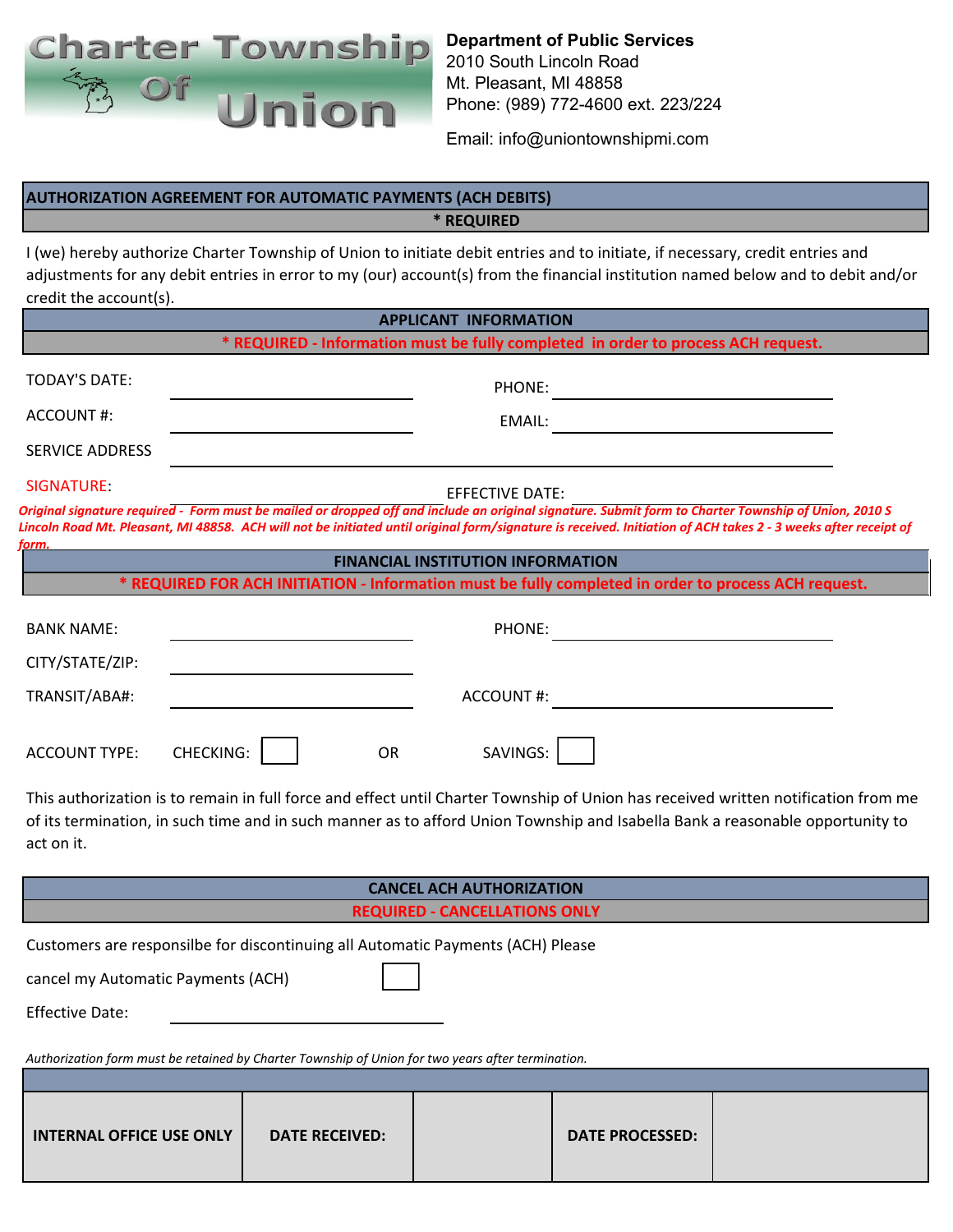# Charter Township Of Union

**Department of Public Services**
2010 South Lincoln Road
Mt. Pleasant, MI 48858
Phone: (989) 772-4600 ext. 223/224

Email: info@uniontownshipmi.com

## AUTHORIZATION AGREEMENT FOR AUTOMATIC PAYMENTS (ACH DEBITS)

**\* REQUIRED**

I (we) hereby authorize Charter Township of Union to initiate debit entries and to initiate, if necessary, credit entries and adjustments for any debit entries in error to my (our) account(s) from the financial institution named below and to debit and/or credit the account(s).

## APPLICANT INFORMATION

**\* REQUIRED - Information must be fully completed in order to process ACH request.**

TODAY'S DATE: ______________________ PHONE: ______________________

ACCOUNT #: ______________________ EMAIL: ______________________

SERVICE ADDRESS ____________________________________________

SIGNATURE: ______________________ EFFECTIVE DATE: ______________________

***Original signature required - Form must be mailed or dropped off and include an original signature. Submit form to Charter Township of Union, 2010 S Lincoln Road Mt. Pleasant, MI 48858. ACH will not be initiated until original form/signature is received. Initiation of ACH takes 2 - 3 weeks after receipt of form.***

## FINANCIAL INSTITUTION INFORMATION

**\* REQUIRED FOR ACH INITIATION - Information must be fully completed in order to process ACH request.**

BANK NAME: ______________________ PHONE: ______________________

CITY/STATE/ZIP: ______________________

TRANSIT/ABA#: ______________________ ACCOUNT #: ______________________

ACCOUNT TYPE: CHECKING: ☐ OR SAVINGS: ☐

This authorization is to remain in full force and effect until Charter Township of Union has received written notification from me of its termination, in such time and in such manner as to afford Union Township and Isabella Bank a reasonable opportunity to act on it.

## CANCEL ACH AUTHORIZATION

**REQUIRED - CANCELLATIONS ONLY**

Customers are responsilbe for discontinuing all Automatic Payments (ACH) Please cancel my Automatic Payments (ACH) ☐

Effective Date: ______________________

*Authorization form must be retained by Charter Township of Union for two years after termination.*

| INTERNAL OFFICE USE ONLY | DATE RECEIVED: | | DATE PROCESSED: | |
|---|---|---|---|---|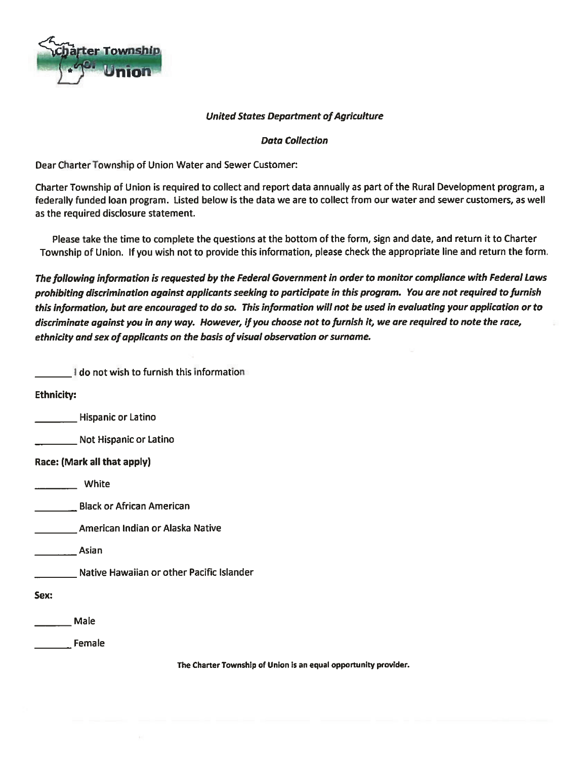Charter Township of Union

***United States Department of Agriculture***

***Data Collection***

Dear Charter Township of Union Water and Sewer Customer:

Charter Township of Union is required to collect and report data annually as part of the Rural Development program, a federally funded loan program. Listed below is the data we are to collect from our water and sewer customers, as well as the required disclosure statement.

Please take the time to complete the questions at the bottom of the form, sign and date, and return it to Charter Township of Union. If you wish not to provide this information, please check the appropriate line and return the form.

***The following information is requested by the Federal Government in order to monitor compliance with Federal Laws prohibiting discrimination against applicants seeking to participate in this program. You are not required to furnish this information, but are encouraged to do so. This information will not be used in evaluating your application or to discriminate against you in any way. However, if you choose not to furnish it, we are required to note the race, ethnicity and sex of applicants on the basis of visual observation or surname.***

_______ I do not wish to furnish this information

**Ethnicity:**

________ Hispanic or Latino

________ Not Hispanic or Latino

**Race: (Mark all that apply)**

________ White

________ Black or African American

________ American Indian or Alaska Native

________ Asian

________ Native Hawaiian or other Pacific Islander

**Sex:**

_______ Male

_______ Female

**The Charter Township of Union is an equal opportunity provider.**